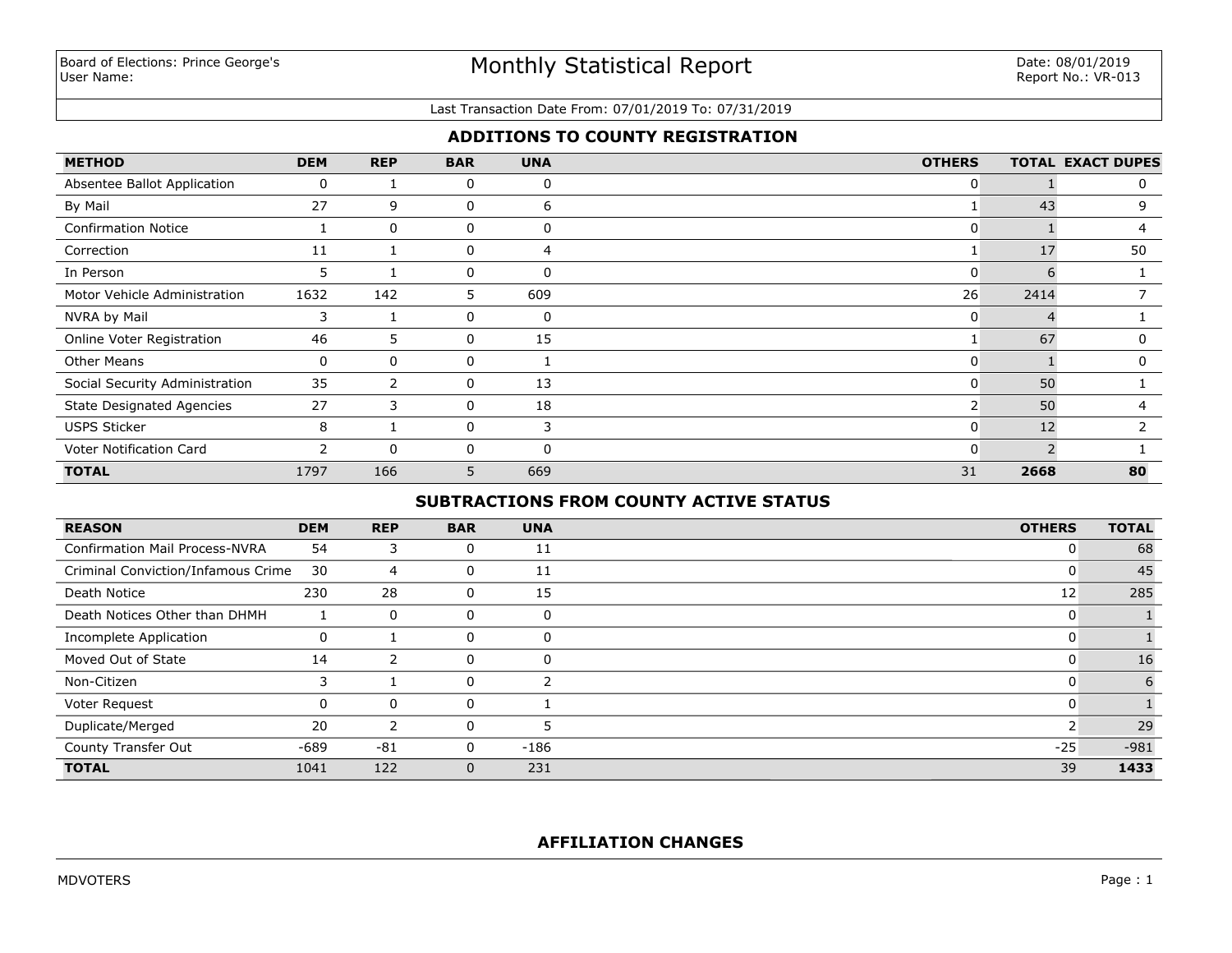Board of Elections: Prince George's
User Name:

# Monthly Statistical Report

Date: 08/01/2019
Report No.: VR-013

Last Transaction Date From: 07/01/2019 To: 07/31/2019

## ADDITIONS TO COUNTY REGISTRATION

| METHOD | DEM | REP | BAR | UNA | OTHERS | TOTAL | EXACT DUPES |
|---|---|---|---|---|---|---|---|
| Absentee Ballot Application | 0 | 1 | 0 | 0 | 0 | 1 | 0 |
| By Mail | 27 | 9 | 0 | 6 | 1 | 43 | 9 |
| Confirmation Notice | 1 | 0 | 0 | 0 | 0 | 1 | 4 |
| Correction | 11 | 1 | 0 | 4 | 1 | 17 | 50 |
| In Person | 5 | 1 | 0 | 0 | 0 | 6 | 1 |
| Motor Vehicle Administration | 1632 | 142 | 5 | 609 | 26 | 2414 | 7 |
| NVRA by Mail | 3 | 1 | 0 | 0 | 0 | 4 | 1 |
| Online Voter Registration | 46 | 5 | 0 | 15 | 1 | 67 | 0 |
| Other Means | 0 | 0 | 0 | 1 | 0 | 1 | 0 |
| Social Security Administration | 35 | 2 | 0 | 13 | 0 | 50 | 1 |
| State Designated Agencies | 27 | 3 | 0 | 18 | 2 | 50 | 4 |
| USPS Sticker | 8 | 1 | 0 | 3 | 0 | 12 | 2 |
| Voter Notification Card | 2 | 0 | 0 | 0 | 0 | 2 | 1 |
| **TOTAL** | 1797 | 166 | 5 | 669 | 31 | **2668** | **80** |

## SUBTRACTIONS FROM COUNTY ACTIVE STATUS

| REASON | DEM | REP | BAR | UNA | OTHERS | TOTAL |
|---|---|---|---|---|---|---|
| Confirmation Mail Process-NVRA | 54 | 3 | 0 | 11 | 0 | 68 |
| Criminal Conviction/Infamous Crime | 30 | 4 | 0 | 11 | 0 | 45 |
| Death Notice | 230 | 28 | 0 | 15 | 12 | 285 |
| Death Notices Other than DHMH | 1 | 0 | 0 | 0 | 0 | 1 |
| Incomplete Application | 0 | 1 | 0 | 0 | 0 | 1 |
| Moved Out of State | 14 | 2 | 0 | 0 | 0 | 16 |
| Non-Citizen | 3 | 1 | 0 | 2 | 0 | 6 |
| Voter Request | 0 | 0 | 0 | 1 | 0 | 1 |
| Duplicate/Merged | 20 | 2 | 0 | 5 | 2 | 29 |
| County Transfer Out | -689 | -81 | 0 | -186 | -25 | -981 |
| **TOTAL** | 1041 | 122 | 0 | 231 | 39 | **1433** |

## AFFILIATION CHANGES

MDVOTERS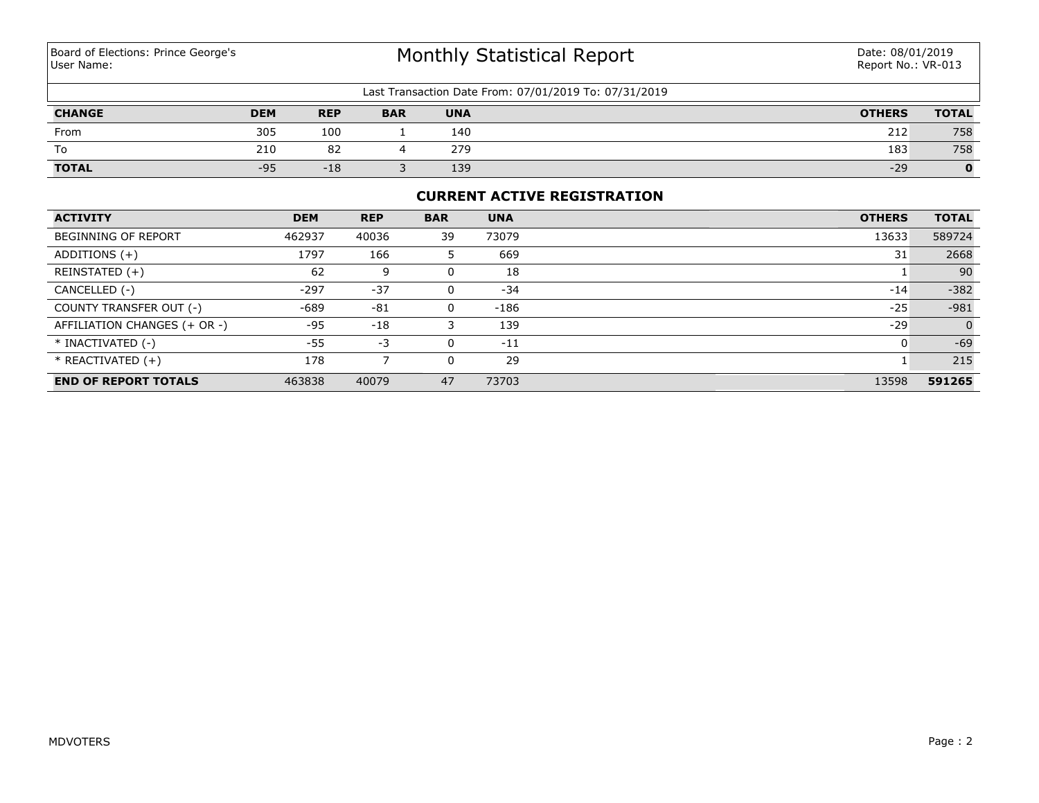Board of Elections: Prince George's
User Name:

# Monthly Statistical Report

Date: 08/01/2019
Report No.: VR-013

Last Transaction Date From: 07/01/2019 To: 07/31/2019

| CHANGE | DEM | REP | BAR | UNA | OTHERS | TOTAL |
|---|---|---|---|---|---|---|
| From | 305 | 100 | 1 | 140 | 212 | 758 |
| To | 210 | 82 | 4 | 279 | 183 | 758 |
| **TOTAL** | -95 | -18 | 3 | 139 | -29 | **0** |

## CURRENT ACTIVE REGISTRATION

| ACTIVITY | DEM | REP | BAR | UNA | OTHERS | TOTAL |
|---|---|---|---|---|---|---|
| BEGINNING OF REPORT | 462937 | 40036 | 39 | 73079 | 13633 | 589724 |
| ADDITIONS (+) | 1797 | 166 | 5 | 669 | 31 | 2668 |
| REINSTATED (+) | 62 | 9 | 0 | 18 | 1 | 90 |
| CANCELLED (-) | -297 | -37 | 0 | -34 | -14 | -382 |
| COUNTY TRANSFER OUT (-) | -689 | -81 | 0 | -186 | -25 | -981 |
| AFFILIATION CHANGES (+ OR -) | -95 | -18 | 3 | 139 | -29 | 0 |
| * INACTIVATED (-) | -55 | -3 | 0 | -11 | 0 | -69 |
| * REACTIVATED (+) | 178 | 7 | 0 | 29 | 1 | 215 |
| **END OF REPORT TOTALS** | 463838 | 40079 | 47 | 73703 | 13598 | **591265** |

MDVOTERS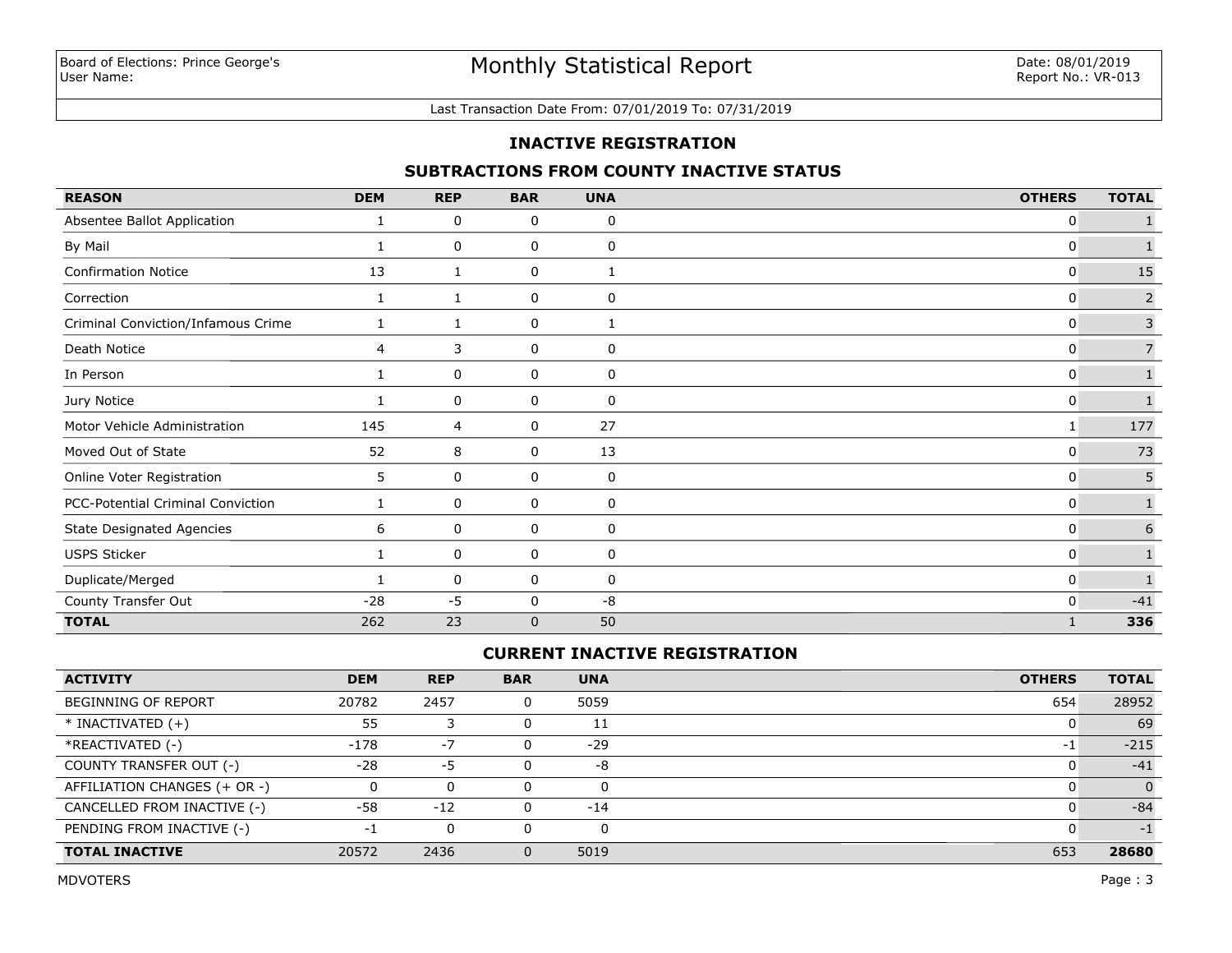Board of Elections: Prince George's
User Name:

# Monthly Statistical Report

Date: 08/01/2019
Report No.: VR-013

Last Transaction Date From: 07/01/2019 To: 07/31/2019

## INACTIVE REGISTRATION

### SUBTRACTIONS FROM COUNTY INACTIVE STATUS

| REASON | DEM | REP | BAR | UNA | OTHERS | TOTAL |
|---|---|---|---|---|---|---|
| Absentee Ballot Application | 1 | 0 | 0 | 0 | 0 | 1 |
| By Mail | 1 | 0 | 0 | 0 | 0 | 1 |
| Confirmation Notice | 13 | 1 | 0 | 1 | 0 | 15 |
| Correction | 1 | 1 | 0 | 0 | 0 | 2 |
| Criminal Conviction/Infamous Crime | 1 | 1 | 0 | 1 | 0 | 3 |
| Death Notice | 4 | 3 | 0 | 0 | 0 | 7 |
| In Person | 1 | 0 | 0 | 0 | 0 | 1 |
| Jury Notice | 1 | 0 | 0 | 0 | 0 | 1 |
| Motor Vehicle Administration | 145 | 4 | 0 | 27 | 1 | 177 |
| Moved Out of State | 52 | 8 | 0 | 13 | 0 | 73 |
| Online Voter Registration | 5 | 0 | 0 | 0 | 0 | 5 |
| PCC-Potential Criminal Conviction | 1 | 0 | 0 | 0 | 0 | 1 |
| State Designated Agencies | 6 | 0 | 0 | 0 | 0 | 6 |
| USPS Sticker | 1 | 0 | 0 | 0 | 0 | 1 |
| Duplicate/Merged | 1 | 0 | 0 | 0 | 0 | 1 |
| County Transfer Out | -28 | -5 | 0 | -8 | 0 | -41 |
| **TOTAL** | 262 | 23 | 0 | 50 | 1 | **336** |

### CURRENT INACTIVE REGISTRATION

| ACTIVITY | DEM | REP | BAR | UNA | OTHERS | TOTAL |
|---|---|---|---|---|---|---|
| BEGINNING OF REPORT | 20782 | 2457 | 0 | 5059 | 654 | 28952 |
| * INACTIVATED (+) | 55 | 3 | 0 | 11 | 0 | 69 |
| *REACTIVATED (-) | -178 | -7 | 0 | -29 | -1 | -215 |
| COUNTY TRANSFER OUT (-) | -28 | -5 | 0 | -8 | 0 | -41 |
| AFFILIATION CHANGES (+ OR -) | 0 | 0 | 0 | 0 | 0 | 0 |
| CANCELLED FROM INACTIVE (-) | -58 | -12 | 0 | -14 | 0 | -84 |
| PENDING FROM INACTIVE (-) | -1 | 0 | 0 | 0 | 0 | -1 |
| **TOTAL INACTIVE** | 20572 | 2436 | 0 | 5019 | 653 | **28680** |

MDVOTERS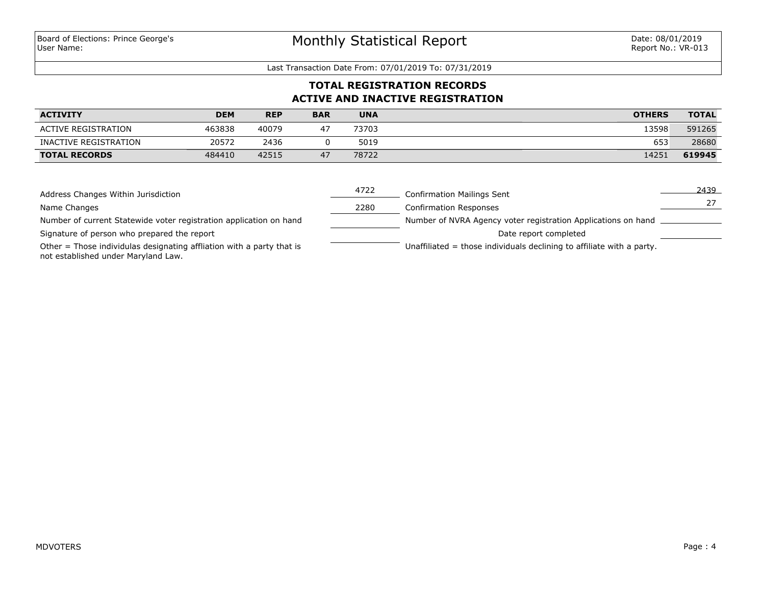Board of Elections: Prince George's
User Name:

# Monthly Statistical Report

Date: 08/01/2019
Report No.: VR-013

Last Transaction Date From: 07/01/2019 To: 07/31/2019

## TOTAL REGISTRATION RECORDS
## ACTIVE AND INACTIVE REGISTRATION

| ACTIVITY | DEM | REP | BAR | UNA | OTHERS | TOTAL |
|---|---|---|---|---|---|---|
| ACTIVE REGISTRATION | 463838 | 40079 | 47 | 73703 | 13598 | 591265 |
| INACTIVE REGISTRATION | 20572 | 2436 | 0 | 5019 | 653 | 28680 |
| **TOTAL RECORDS** | 484410 | 42515 | 47 | 78722 | 14251 | **619945** |

| | | | |
|---|---|---|---|
| Address Changes Within Jurisdiction | 4722 | Confirmation Mailings Sent | 2439 |
| Name Changes | 2280 | Confirmation Responses | 27 |
| Number of current Statewide voter registration application on hand | | Number of NVRA Agency voter registration Applications on hand | |
| Signature of person who prepared the report | | Date report completed | |

Other = Those individulas designating affliation with a party that is not established under Maryland Law.

Unaffiliated = those individuals declining to affiliate with a party.

MDVOTERS